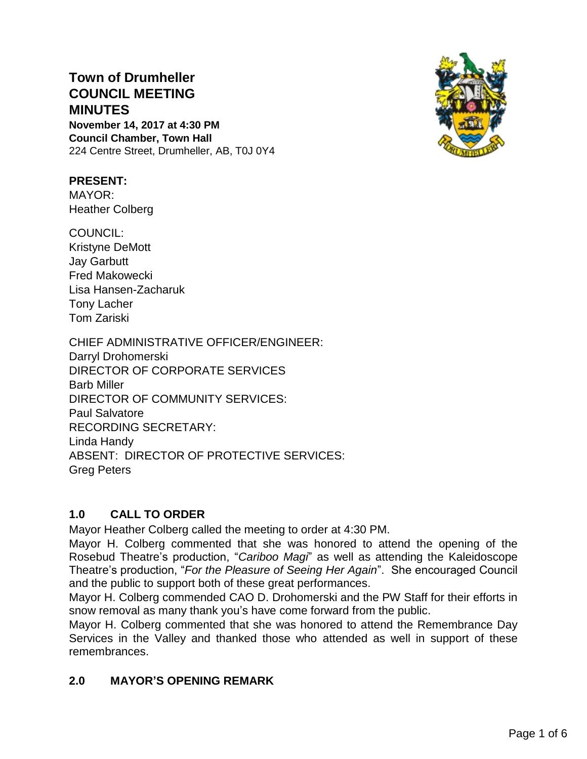# Town of Drumheller
# COUNCIL MEETING
# MINUTES

**November 14, 2017 at 4:30 PM**
**Council Chamber, Town Hall**
224 Centre Street, Drumheller, AB, T0J 0Y4

**PRESENT:**
MAYOR:
Heather Colberg

COUNCIL:
Kristyne DeMott
Jay Garbutt
Fred Makowecki
Lisa Hansen-Zacharuk
Tony Lacher
Tom Zariski

CHIEF ADMINISTRATIVE OFFICER/ENGINEER:
Darryl Drohomerski
DIRECTOR OF CORPORATE SERVICES
Barb Miller
DIRECTOR OF COMMUNITY SERVICES:
Paul Salvatore
RECORDING SECRETARY:
Linda Handy
ABSENT: DIRECTOR OF PROTECTIVE SERVICES:
Greg Peters

## 1.0 CALL TO ORDER

Mayor Heather Colberg called the meeting to order at 4:30 PM.

Mayor H. Colberg commented that she was honored to attend the opening of the Rosebud Theatre's production, "*Cariboo Magi*" as well as attending the Kaleidoscope Theatre's production, "*For the Pleasure of Seeing Her Again*". She encouraged Council and the public to support both of these great performances.

Mayor H. Colberg commended CAO D. Drohomerski and the PW Staff for their efforts in snow removal as many thank you's have come forward from the public.

Mayor H. Colberg commented that she was honored to attend the Remembrance Day Services in the Valley and thanked those who attended as well in support of these remembrances.

## 2.0 MAYOR'S OPENING REMARK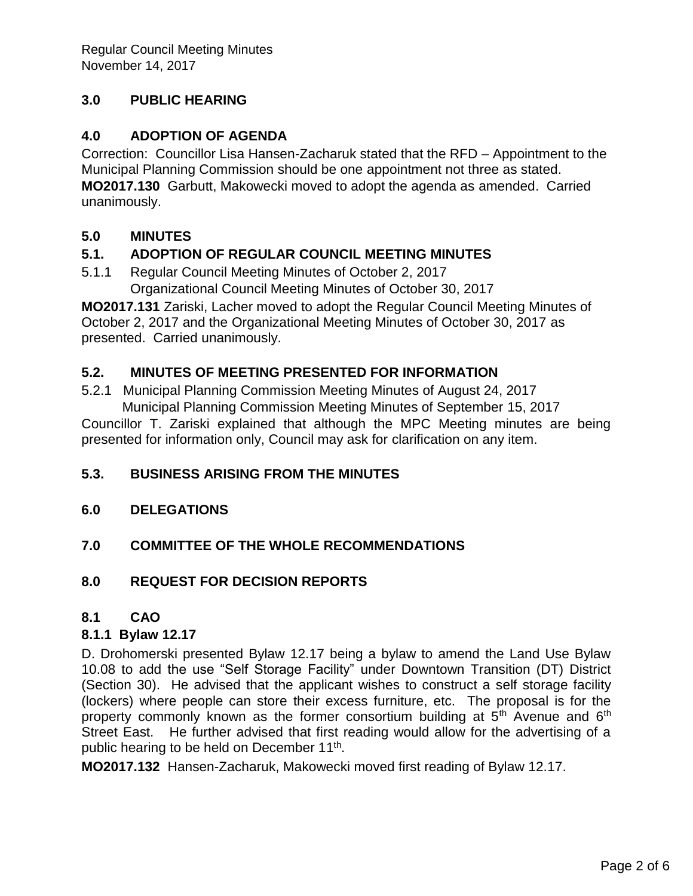## 3.0 PUBLIC HEARING

## 4.0 ADOPTION OF AGENDA

Correction: Councillor Lisa Hansen-Zacharuk stated that the RFD – Appointment to the Municipal Planning Commission should be one appointment not three as stated.

**MO2017.130** Garbutt, Makowecki moved to adopt the agenda as amended. Carried unanimously.

## 5.0 MINUTES

### 5.1. ADOPTION OF REGULAR COUNCIL MEETING MINUTES

5.1.1 Regular Council Meeting Minutes of October 2, 2017
Organizational Council Meeting Minutes of October 30, 2017

**MO2017.131** Zariski, Lacher moved to adopt the Regular Council Meeting Minutes of October 2, 2017 and the Organizational Meeting Minutes of October 30, 2017 as presented. Carried unanimously.

### 5.2. MINUTES OF MEETING PRESENTED FOR INFORMATION

5.2.1 Municipal Planning Commission Meeting Minutes of August 24, 2017
Municipal Planning Commission Meeting Minutes of September 15, 2017

Councillor T. Zariski explained that although the MPC Meeting minutes are being presented for information only, Council may ask for clarification on any item.

### 5.3. BUSINESS ARISING FROM THE MINUTES

## 6.0 DELEGATIONS

## 7.0 COMMITTEE OF THE WHOLE RECOMMENDATIONS

## 8.0 REQUEST FOR DECISION REPORTS

### 8.1 CAO

#### 8.1.1 Bylaw 12.17

D. Drohomerski presented Bylaw 12.17 being a bylaw to amend the Land Use Bylaw 10.08 to add the use "Self Storage Facility" under Downtown Transition (DT) District (Section 30). He advised that the applicant wishes to construct a self storage facility (lockers) where people can store their excess furniture, etc. The proposal is for the property commonly known as the former consortium building at 5th Avenue and 6th Street East. He further advised that first reading would allow for the advertising of a public hearing to be held on December 11th.

**MO2017.132** Hansen-Zacharuk, Makowecki moved first reading of Bylaw 12.17.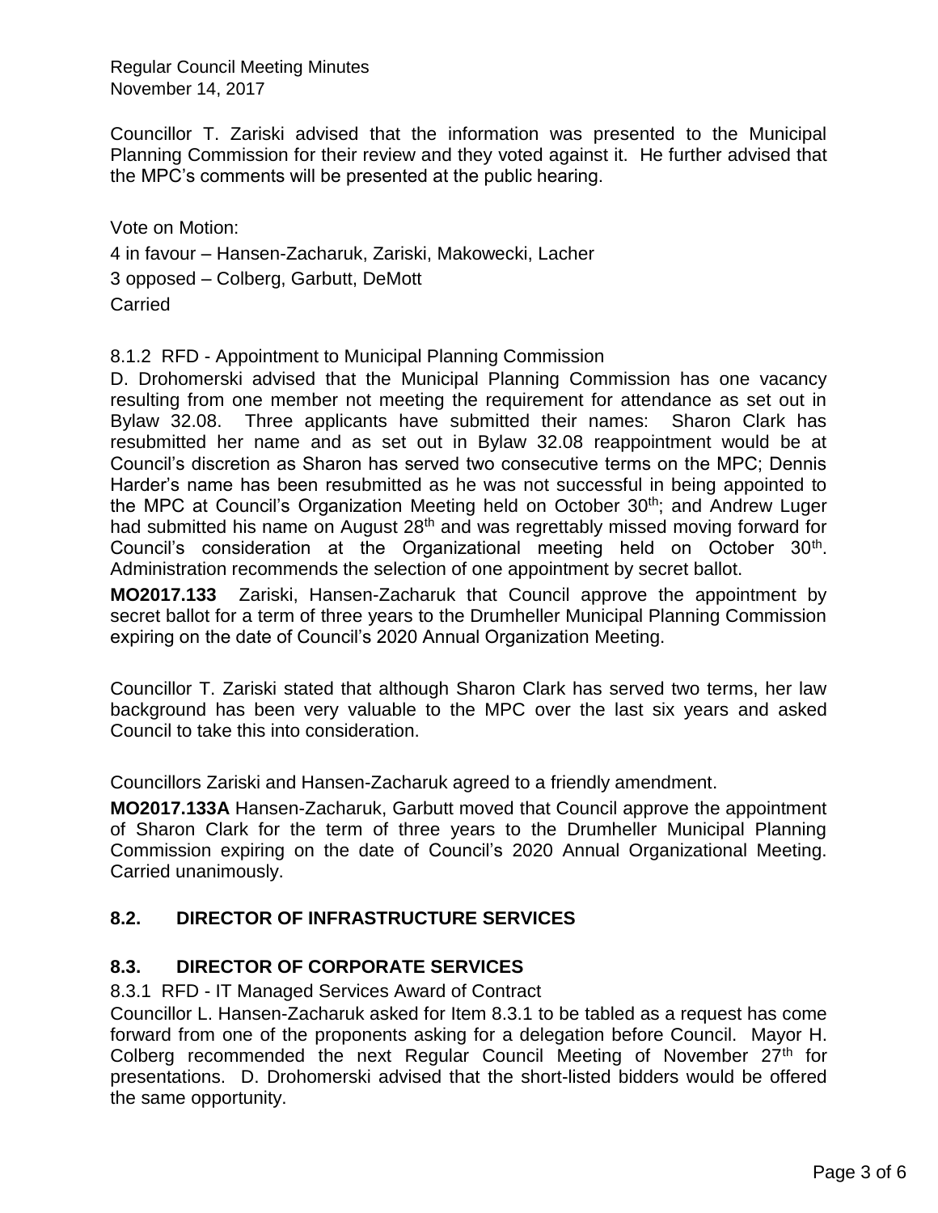Councillor T. Zariski advised that the information was presented to the Municipal Planning Commission for their review and they voted against it. He further advised that the MPC's comments will be presented at the public hearing.

Vote on Motion:

4 in favour – Hansen-Zacharuk, Zariski, Makowecki, Lacher

3 opposed – Colberg, Garbutt, DeMott

Carried

8.1.2 RFD - Appointment to Municipal Planning Commission

D. Drohomerski advised that the Municipal Planning Commission has one vacancy resulting from one member not meeting the requirement for attendance as set out in Bylaw 32.08. Three applicants have submitted their names: Sharon Clark has resubmitted her name and as set out in Bylaw 32.08 reappointment would be at Council's discretion as Sharon has served two consecutive terms on the MPC; Dennis Harder's name has been resubmitted as he was not successful in being appointed to the MPC at Council's Organization Meeting held on October 30th; and Andrew Luger had submitted his name on August 28th and was regrettably missed moving forward for Council's consideration at the Organizational meeting held on October 30th. Administration recommends the selection of one appointment by secret ballot.

**MO2017.133** Zariski, Hansen-Zacharuk that Council approve the appointment by secret ballot for a term of three years to the Drumheller Municipal Planning Commission expiring on the date of Council's 2020 Annual Organization Meeting.

Councillor T. Zariski stated that although Sharon Clark has served two terms, her law background has been very valuable to the MPC over the last six years and asked Council to take this into consideration.

Councillors Zariski and Hansen-Zacharuk agreed to a friendly amendment.

**MO2017.133A** Hansen-Zacharuk, Garbutt moved that Council approve the appointment of Sharon Clark for the term of three years to the Drumheller Municipal Planning Commission expiring on the date of Council's 2020 Annual Organizational Meeting. Carried unanimously.

## 8.2. DIRECTOR OF INFRASTRUCTURE SERVICES

## 8.3. DIRECTOR OF CORPORATE SERVICES

8.3.1 RFD - IT Managed Services Award of Contract

Councillor L. Hansen-Zacharuk asked for Item 8.3.1 to be tabled as a request has come forward from one of the proponents asking for a delegation before Council. Mayor H. Colberg recommended the next Regular Council Meeting of November 27th for presentations. D. Drohomerski advised that the short-listed bidders would be offered the same opportunity.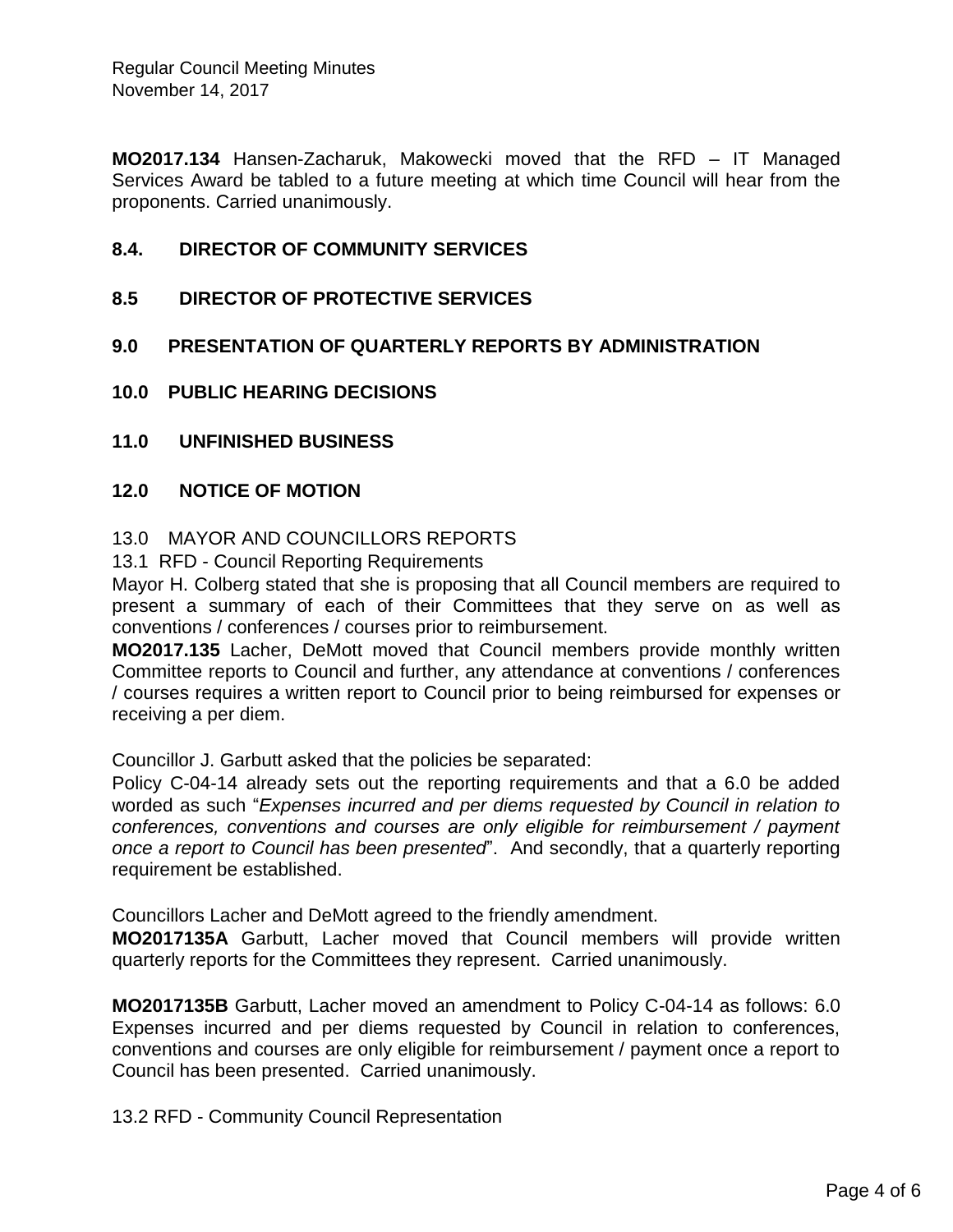**MO2017.134** Hansen-Zacharuk, Makowecki moved that the RFD – IT Managed Services Award be tabled to a future meeting at which time Council will hear from the proponents. Carried unanimously.

## 8.4. DIRECTOR OF COMMUNITY SERVICES

## 8.5 DIRECTOR OF PROTECTIVE SERVICES

## 9.0 PRESENTATION OF QUARTERLY REPORTS BY ADMINISTRATION

## 10.0 PUBLIC HEARING DECISIONS

## 11.0 UNFINISHED BUSINESS

## 12.0 NOTICE OF MOTION

13.0 MAYOR AND COUNCILLORS REPORTS

13.1 RFD - Council Reporting Requirements

Mayor H. Colberg stated that she is proposing that all Council members are required to present a summary of each of their Committees that they serve on as well as conventions / conferences / courses prior to reimbursement.

**MO2017.135** Lacher, DeMott moved that Council members provide monthly written Committee reports to Council and further, any attendance at conventions / conferences / courses requires a written report to Council prior to being reimbursed for expenses or receiving a per diem.

Councillor J. Garbutt asked that the policies be separated:

Policy C-04-14 already sets out the reporting requirements and that a 6.0 be added worded as such "*Expenses incurred and per diems requested by Council in relation to conferences, conventions and courses are only eligible for reimbursement / payment once a report to Council has been presented*". And secondly, that a quarterly reporting requirement be established.

Councillors Lacher and DeMott agreed to the friendly amendment.

**MO2017135A** Garbutt, Lacher moved that Council members will provide written quarterly reports for the Committees they represent. Carried unanimously.

**MO2017135B** Garbutt, Lacher moved an amendment to Policy C-04-14 as follows: 6.0 Expenses incurred and per diems requested by Council in relation to conferences, conventions and courses are only eligible for reimbursement / payment once a report to Council has been presented. Carried unanimously.

13.2 RFD - Community Council Representation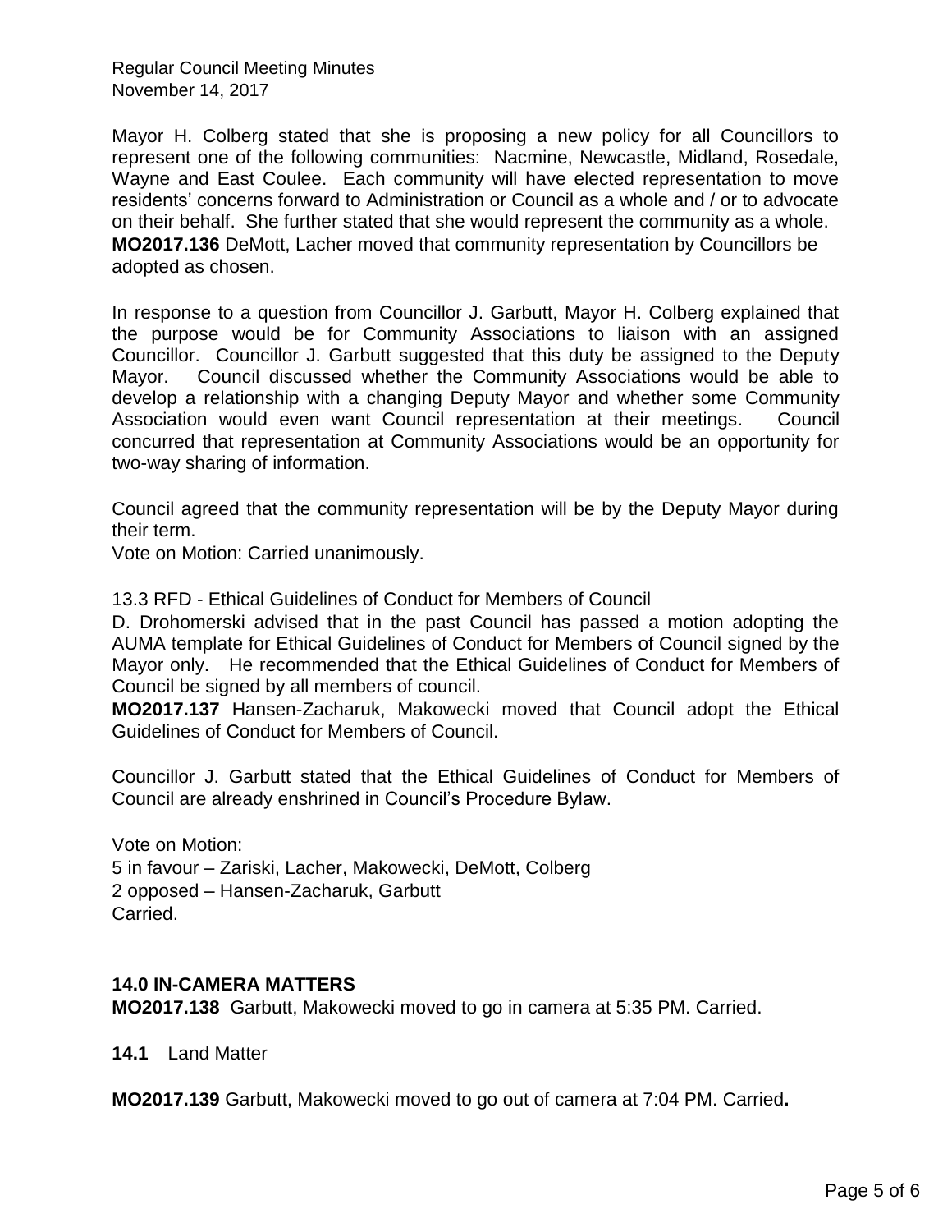Mayor H. Colberg stated that she is proposing a new policy for all Councillors to represent one of the following communities: Nacmine, Newcastle, Midland, Rosedale, Wayne and East Coulee. Each community will have elected representation to move residents' concerns forward to Administration or Council as a whole and / or to advocate on their behalf. She further stated that she would represent the community as a whole.

**MO2017.136** DeMott, Lacher moved that community representation by Councillors be adopted as chosen.

In response to a question from Councillor J. Garbutt, Mayor H. Colberg explained that the purpose would be for Community Associations to liaison with an assigned Councillor. Councillor J. Garbutt suggested that this duty be assigned to the Deputy Mayor. Council discussed whether the Community Associations would be able to develop a relationship with a changing Deputy Mayor and whether some Community Association would even want Council representation at their meetings. Council concurred that representation at Community Associations would be an opportunity for two-way sharing of information.

Council agreed that the community representation will be by the Deputy Mayor during their term.

Vote on Motion: Carried unanimously.

13.3 RFD - Ethical Guidelines of Conduct for Members of Council

D. Drohomerski advised that in the past Council has passed a motion adopting the AUMA template for Ethical Guidelines of Conduct for Members of Council signed by the Mayor only. He recommended that the Ethical Guidelines of Conduct for Members of Council be signed by all members of council.

**MO2017.137** Hansen-Zacharuk, Makowecki moved that Council adopt the Ethical Guidelines of Conduct for Members of Council.

Councillor J. Garbutt stated that the Ethical Guidelines of Conduct for Members of Council are already enshrined in Council's Procedure Bylaw.

Vote on Motion:
5 in favour – Zariski, Lacher, Makowecki, DeMott, Colberg
2 opposed – Hansen-Zacharuk, Garbutt
Carried.

## 14.0 IN-CAMERA MATTERS

**MO2017.138** Garbutt, Makowecki moved to go in camera at 5:35 PM. Carried.

**14.1** Land Matter

**MO2017.139** Garbutt, Makowecki moved to go out of camera at 7:04 PM. Carried**.**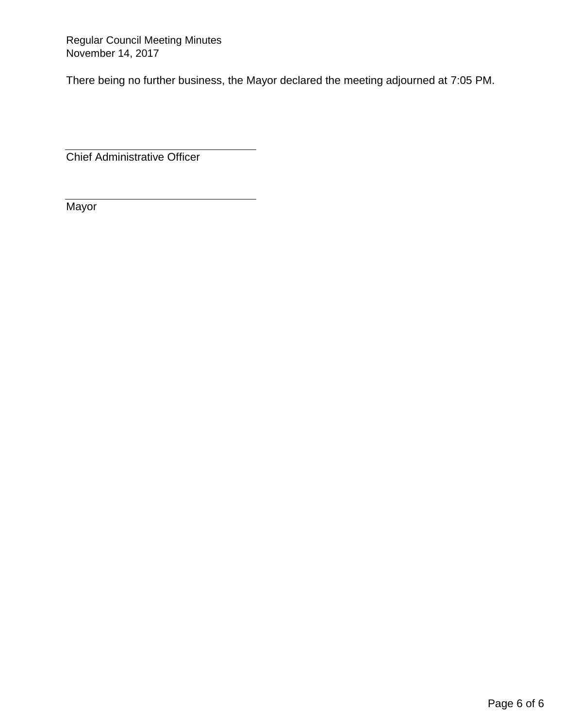There being no further business, the Mayor declared the meeting adjourned at 7:05 PM.

\_\_\_\_\_\_\_\_\_\_\_\_\_\_\_\_\_\_\_\_\_\_\_\_\_\_\_\_\_\_

Chief Administrative Officer

\_\_\_\_\_\_\_\_\_\_\_\_\_\_\_\_\_\_\_\_\_\_\_\_\_\_\_\_\_\_

Mayor